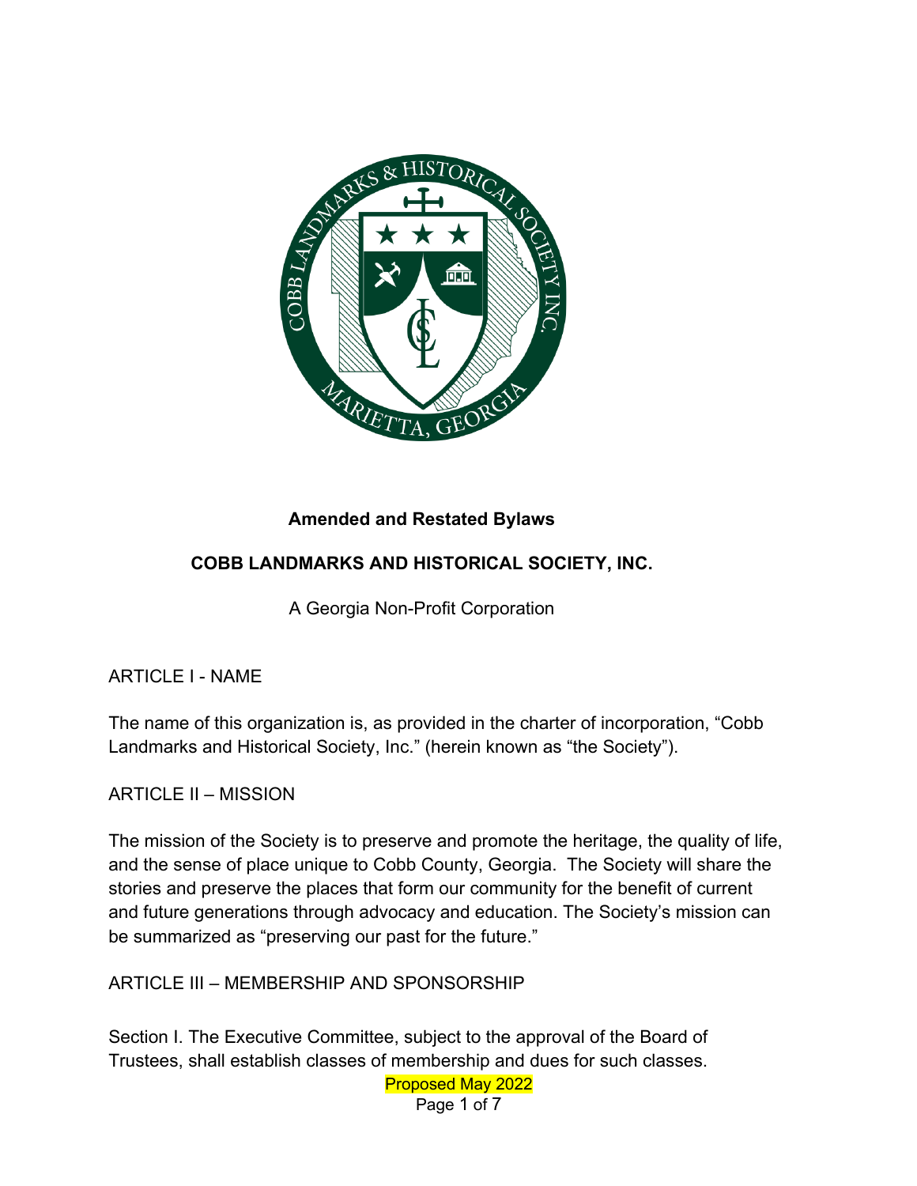**Amended and Restated Bylaws**

**COBB LANDMARKS AND HISTORICAL SOCIETY, INC.**

A Georgia Non-Profit Corporation

ARTICLE I - NAME

The name of this organization is, as provided in the charter of incorporation, "Cobb Landmarks and Historical Society, Inc." (herein known as "the Society").

ARTICLE II – MISSION

The mission of the Society is to preserve and promote the heritage, the quality of life, and the sense of place unique to Cobb County, Georgia. The Society will share the stories and preserve the places that form our community for the benefit of current and future generations through advocacy and education. The Society's mission can be summarized as "preserving our past for the future."

ARTICLE III – MEMBERSHIP AND SPONSORSHIP

Section I. The Executive Committee, subject to the approval of the Board of Trustees, shall establish classes of membership and dues for such classes.

Proposed May 2022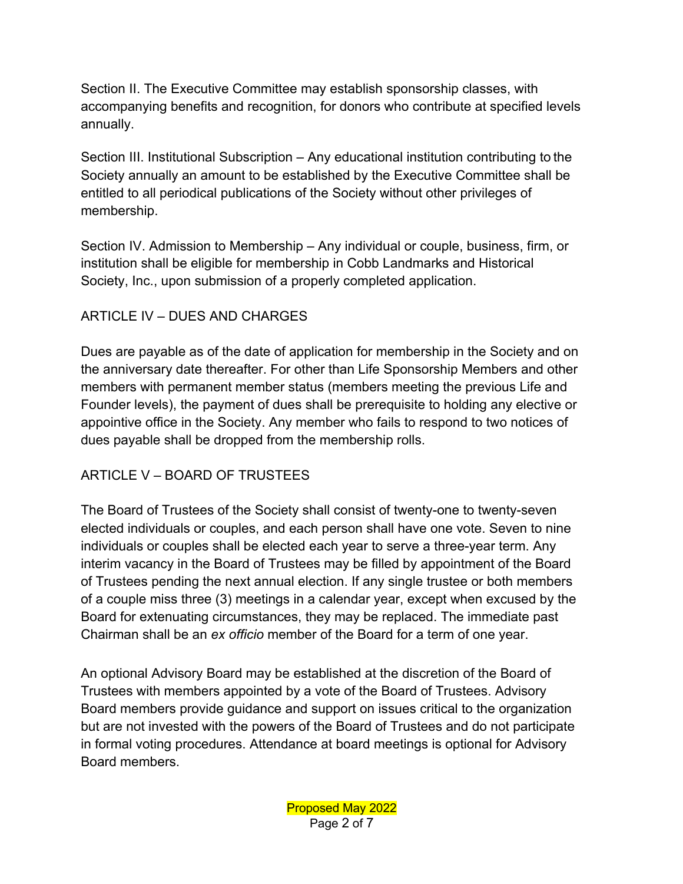Section II. The Executive Committee may establish sponsorship classes, with accompanying benefits and recognition, for donors who contribute at specified levels annually.

Section III. Institutional Subscription – Any educational institution contributing to the Society annually an amount to be established by the Executive Committee shall be entitled to all periodical publications of the Society without other privileges of membership.

Section IV. Admission to Membership – Any individual or couple, business, firm, or institution shall be eligible for membership in Cobb Landmarks and Historical Society, Inc., upon submission of a properly completed application.

## ARTICLE IV – DUES AND CHARGES

Dues are payable as of the date of application for membership in the Society and on the anniversary date thereafter. For other than Life Sponsorship Members and other members with permanent member status (members meeting the previous Life and Founder levels), the payment of dues shall be prerequisite to holding any elective or appointive office in the Society. Any member who fails to respond to two notices of dues payable shall be dropped from the membership rolls.

## ARTICLE V – BOARD OF TRUSTEES

The Board of Trustees of the Society shall consist of twenty-one to twenty-seven elected individuals or couples, and each person shall have one vote. Seven to nine individuals or couples shall be elected each year to serve a three-year term. Any interim vacancy in the Board of Trustees may be filled by appointment of the Board of Trustees pending the next annual election. If any single trustee or both members of a couple miss three (3) meetings in a calendar year, except when excused by the Board for extenuating circumstances, they may be replaced. The immediate past Chairman shall be an *ex officio* member of the Board for a term of one year.

An optional Advisory Board may be established at the discretion of the Board of Trustees with members appointed by a vote of the Board of Trustees. Advisory Board members provide guidance and support on issues critical to the organization but are not invested with the powers of the Board of Trustees and do not participate in formal voting procedures. Attendance at board meetings is optional for Advisory Board members.

Proposed May 2022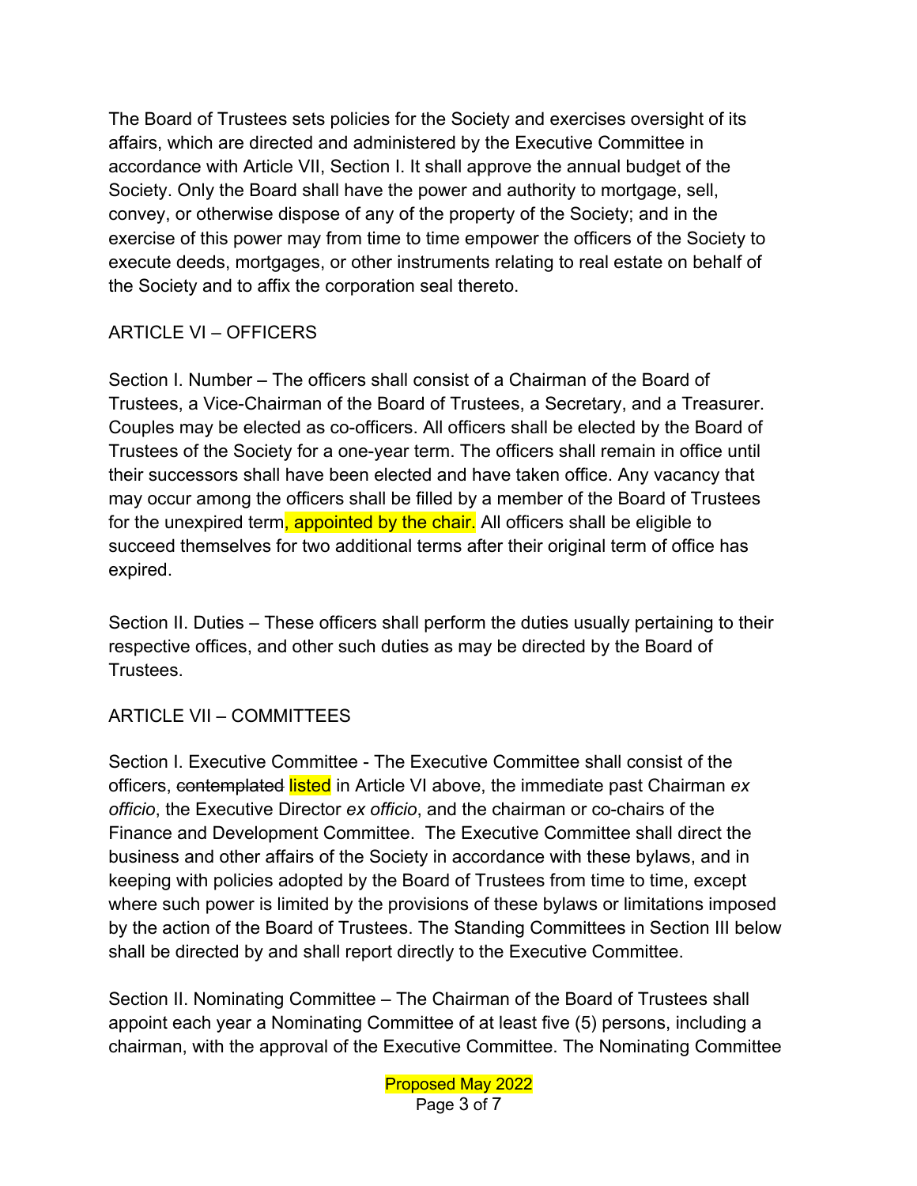The Board of Trustees sets policies for the Society and exercises oversight of its affairs, which are directed and administered by the Executive Committee in accordance with Article VII, Section I. It shall approve the annual budget of the Society. Only the Board shall have the power and authority to mortgage, sell, convey, or otherwise dispose of any of the property of the Society; and in the exercise of this power may from time to time empower the officers of the Society to execute deeds, mortgages, or other instruments relating to real estate on behalf of the Society and to affix the corporation seal thereto.

## ARTICLE VI – OFFICERS

Section I. Number – The officers shall consist of a Chairman of the Board of Trustees, a Vice-Chairman of the Board of Trustees, a Secretary, and a Treasurer. Couples may be elected as co-officers. All officers shall be elected by the Board of Trustees of the Society for a one-year term. The officers shall remain in office until their successors shall have been elected and have taken office. Any vacancy that may occur among the officers shall be filled by a member of the Board of Trustees for the unexpired term, appointed by the chair. All officers shall be eligible to succeed themselves for two additional terms after their original term of office has expired.

Section II. Duties – These officers shall perform the duties usually pertaining to their respective offices, and other such duties as may be directed by the Board of Trustees.

## ARTICLE VII – COMMITTEES

Section I. Executive Committee - The Executive Committee shall consist of the officers, ~~contemplated~~ listed in Article VI above, the immediate past Chairman *ex officio*, the Executive Director *ex officio*, and the chairman or co-chairs of the Finance and Development Committee. The Executive Committee shall direct the business and other affairs of the Society in accordance with these bylaws, and in keeping with policies adopted by the Board of Trustees from time to time, except where such power is limited by the provisions of these bylaws or limitations imposed by the action of the Board of Trustees. The Standing Committees in Section III below shall be directed by and shall report directly to the Executive Committee.

Section II. Nominating Committee – The Chairman of the Board of Trustees shall appoint each year a Nominating Committee of at least five (5) persons, including a chairman, with the approval of the Executive Committee. The Nominating Committee

Proposed May 2022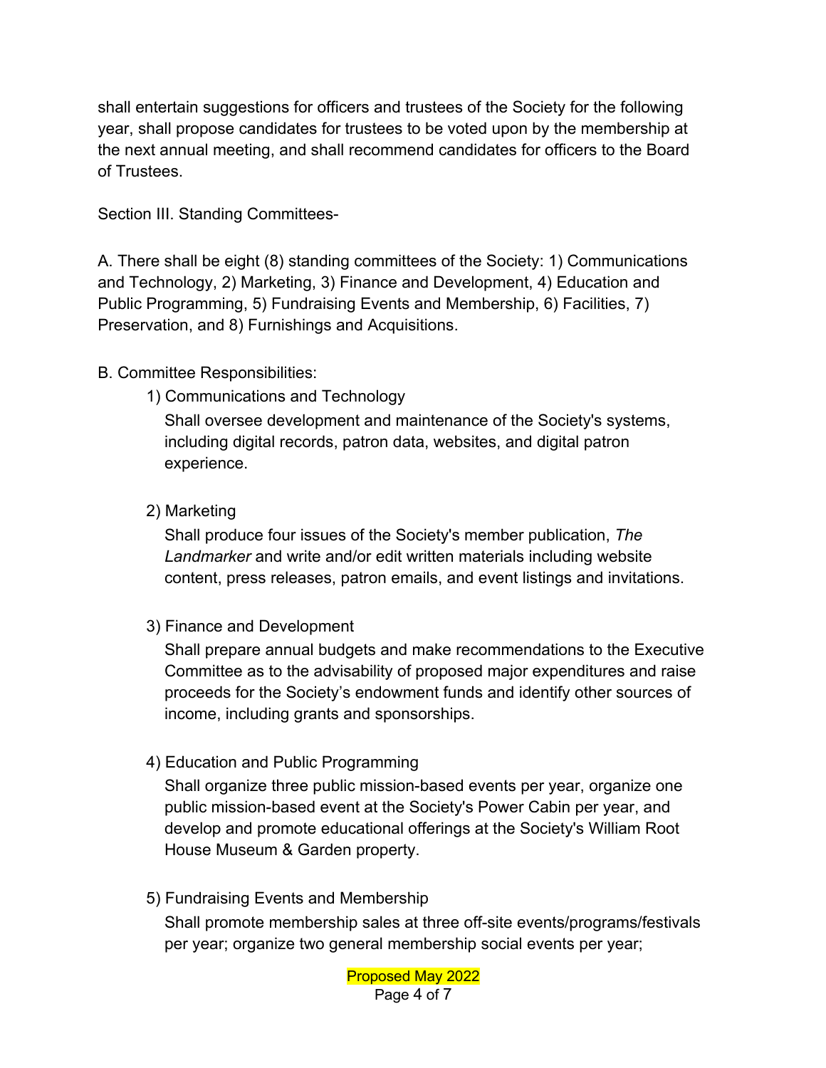shall entertain suggestions for officers and trustees of the Society for the following year, shall propose candidates for trustees to be voted upon by the membership at the next annual meeting, and shall recommend candidates for officers to the Board of Trustees.

Section III. Standing Committees-

A. There shall be eight (8) standing committees of the Society: 1) Communications and Technology, 2) Marketing, 3) Finance and Development, 4) Education and Public Programming, 5) Fundraising Events and Membership, 6) Facilities, 7) Preservation, and 8) Furnishings and Acquisitions.

B. Committee Responsibilities:

1) Communications and Technology

   Shall oversee development and maintenance of the Society's systems, including digital records, patron data, websites, and digital patron experience.

2) Marketing

   Shall produce four issues of the Society's member publication, *The Landmarker* and write and/or edit written materials including website content, press releases, patron emails, and event listings and invitations.

3) Finance and Development

   Shall prepare annual budgets and make recommendations to the Executive Committee as to the advisability of proposed major expenditures and raise proceeds for the Society's endowment funds and identify other sources of income, including grants and sponsorships.

4) Education and Public Programming

   Shall organize three public mission-based events per year, organize one public mission-based event at the Society's Power Cabin per year, and develop and promote educational offerings at the Society's William Root House Museum & Garden property.

5) Fundraising Events and Membership

   Shall promote membership sales at three off-site events/programs/festivals per year; organize two general membership social events per year;

Proposed May 2022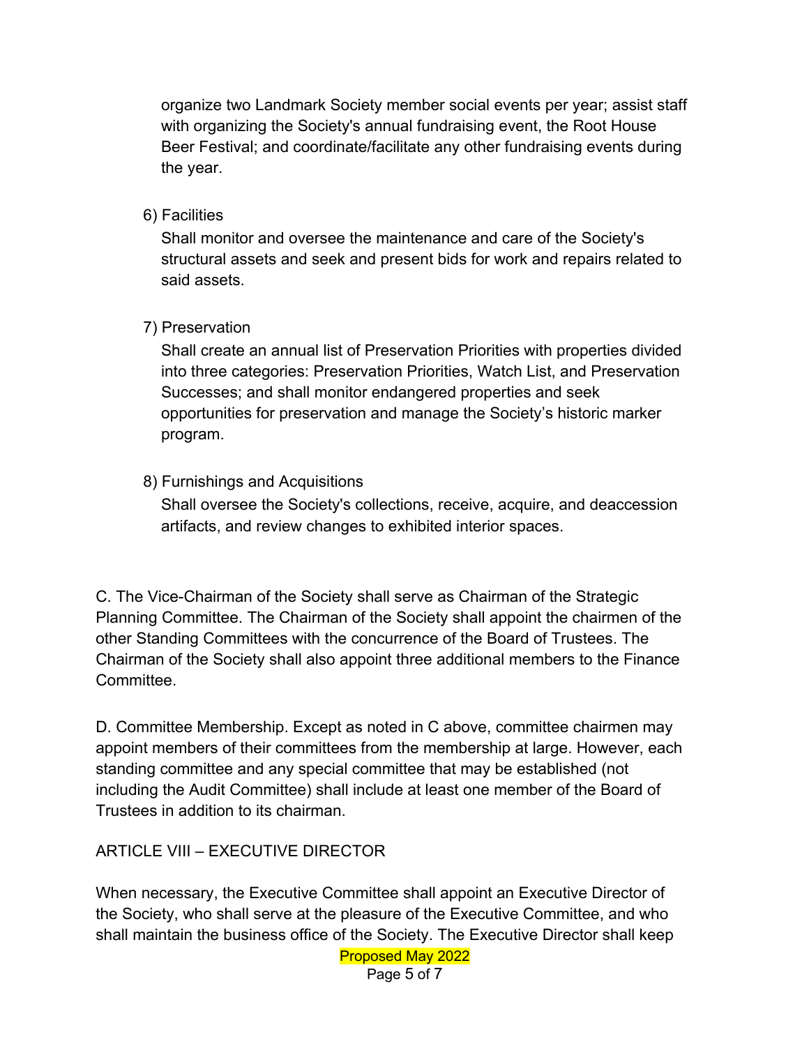organize two Landmark Society member social events per year; assist staff with organizing the Society's annual fundraising event, the Root House Beer Festival; and coordinate/facilitate any other fundraising events during the year.

6) Facilities

Shall monitor and oversee the maintenance and care of the Society's structural assets and seek and present bids for work and repairs related to said assets.

7) Preservation

Shall create an annual list of Preservation Priorities with properties divided into three categories: Preservation Priorities, Watch List, and Preservation Successes; and shall monitor endangered properties and seek opportunities for preservation and manage the Society's historic marker program.

8) Furnishings and Acquisitions

Shall oversee the Society's collections, receive, acquire, and deaccession artifacts, and review changes to exhibited interior spaces.

C. The Vice-Chairman of the Society shall serve as Chairman of the Strategic Planning Committee. The Chairman of the Society shall appoint the chairmen of the other Standing Committees with the concurrence of the Board of Trustees. The Chairman of the Society shall also appoint three additional members to the Finance Committee.

D. Committee Membership. Except as noted in C above, committee chairmen may appoint members of their committees from the membership at large. However, each standing committee and any special committee that may be established (not including the Audit Committee) shall include at least one member of the Board of Trustees in addition to its chairman.

## ARTICLE VIII – EXECUTIVE DIRECTOR

When necessary, the Executive Committee shall appoint an Executive Director of the Society, who shall serve at the pleasure of the Executive Committee, and who shall maintain the business office of the Society. The Executive Director shall keep

Proposed May 2022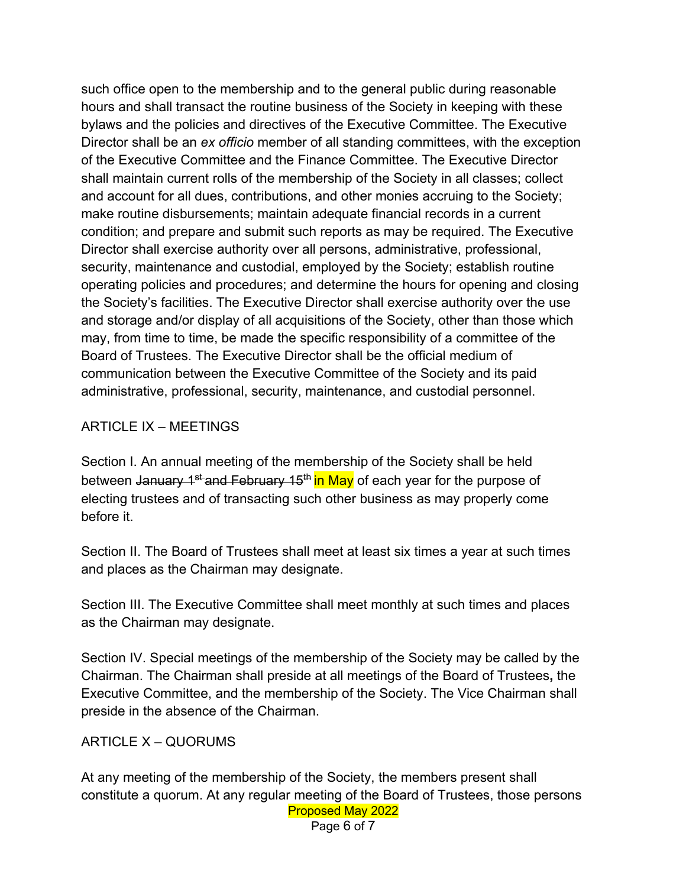such office open to the membership and to the general public during reasonable hours and shall transact the routine business of the Society in keeping with these bylaws and the policies and directives of the Executive Committee. The Executive Director shall be an *ex officio* member of all standing committees, with the exception of the Executive Committee and the Finance Committee. The Executive Director shall maintain current rolls of the membership of the Society in all classes; collect and account for all dues, contributions, and other monies accruing to the Society; make routine disbursements; maintain adequate financial records in a current condition; and prepare and submit such reports as may be required. The Executive Director shall exercise authority over all persons, administrative, professional, security, maintenance and custodial, employed by the Society; establish routine operating policies and procedures; and determine the hours for opening and closing the Society's facilities. The Executive Director shall exercise authority over the use and storage and/or display of all acquisitions of the Society, other than those which may, from time to time, be made the specific responsibility of a committee of the Board of Trustees. The Executive Director shall be the official medium of communication between the Executive Committee of the Society and its paid administrative, professional, security, maintenance, and custodial personnel.

## ARTICLE IX – MEETINGS

Section I. An annual meeting of the membership of the Society shall be held between ~~January 1st and February 15th~~ in May of each year for the purpose of electing trustees and of transacting such other business as may properly come before it.

Section II. The Board of Trustees shall meet at least six times a year at such times and places as the Chairman may designate.

Section III. The Executive Committee shall meet monthly at such times and places as the Chairman may designate.

Section IV. Special meetings of the membership of the Society may be called by the Chairman. The Chairman shall preside at all meetings of the Board of Trustees**,** the Executive Committee, and the membership of the Society. The Vice Chairman shall preside in the absence of the Chairman.

## ARTICLE X – QUORUMS

At any meeting of the membership of the Society, the members present shall constitute a quorum. At any regular meeting of the Board of Trustees, those persons

Proposed May 2022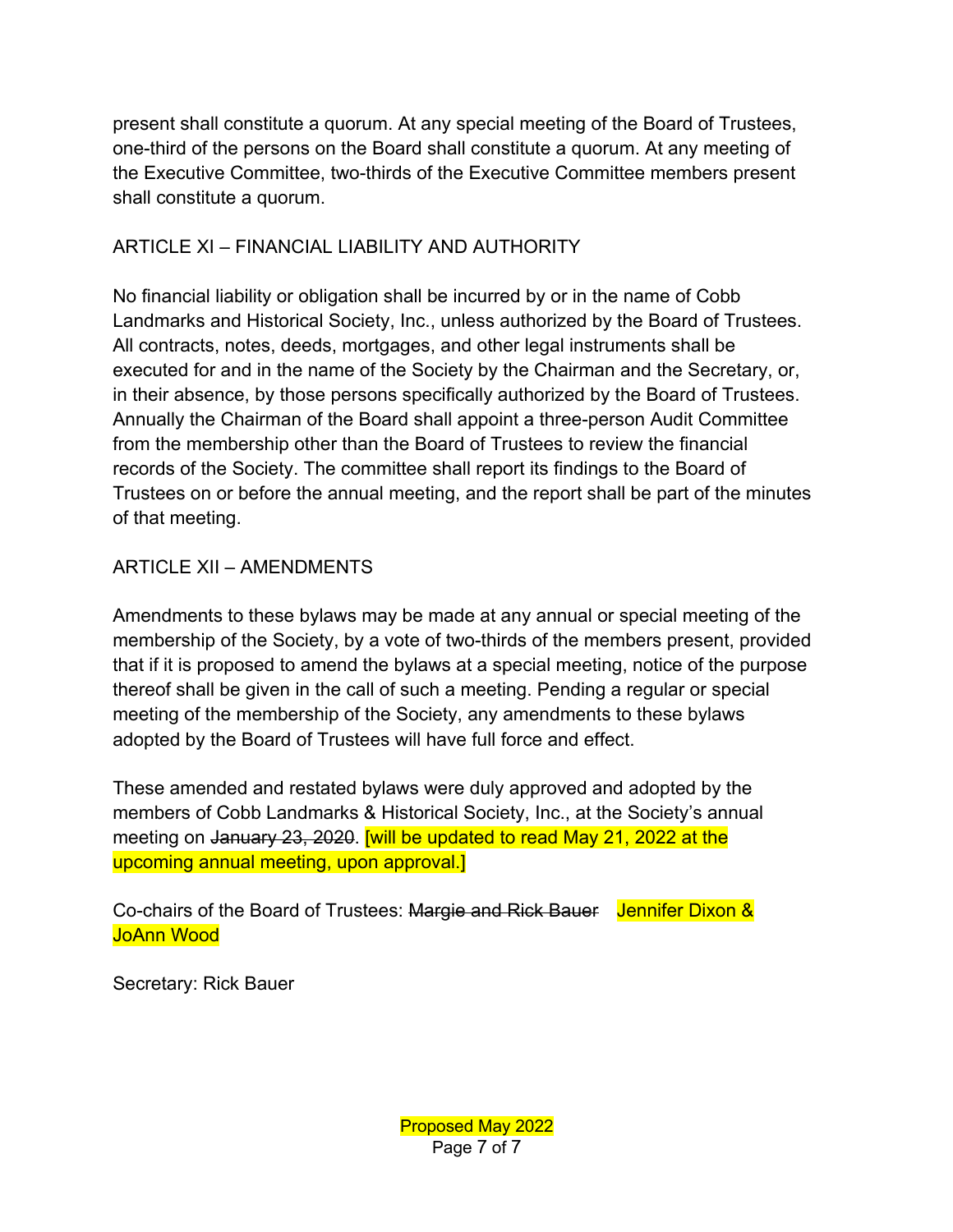present shall constitute a quorum. At any special meeting of the Board of Trustees, one-third of the persons on the Board shall constitute a quorum. At any meeting of the Executive Committee, two-thirds of the Executive Committee members present shall constitute a quorum.

## ARTICLE XI – FINANCIAL LIABILITY AND AUTHORITY

No financial liability or obligation shall be incurred by or in the name of Cobb Landmarks and Historical Society, Inc., unless authorized by the Board of Trustees. All contracts, notes, deeds, mortgages, and other legal instruments shall be executed for and in the name of the Society by the Chairman and the Secretary, or, in their absence, by those persons specifically authorized by the Board of Trustees. Annually the Chairman of the Board shall appoint a three-person Audit Committee from the membership other than the Board of Trustees to review the financial records of the Society. The committee shall report its findings to the Board of Trustees on or before the annual meeting, and the report shall be part of the minutes of that meeting.

## ARTICLE XII – AMENDMENTS

Amendments to these bylaws may be made at any annual or special meeting of the membership of the Society, by a vote of two-thirds of the members present, provided that if it is proposed to amend the bylaws at a special meeting, notice of the purpose thereof shall be given in the call of such a meeting. Pending a regular or special meeting of the membership of the Society, any amendments to these bylaws adopted by the Board of Trustees will have full force and effect.

These amended and restated bylaws were duly approved and adopted by the members of Cobb Landmarks & Historical Society, Inc., at the Society's annual meeting on ~~January 23, 2020~~. [will be updated to read May 21, 2022 at the upcoming annual meeting, upon approval.]

Co-chairs of the Board of Trustees: ~~Margie and Rick Bauer~~ Jennifer Dixon & JoAnn Wood

Secretary: Rick Bauer

Proposed May 2022